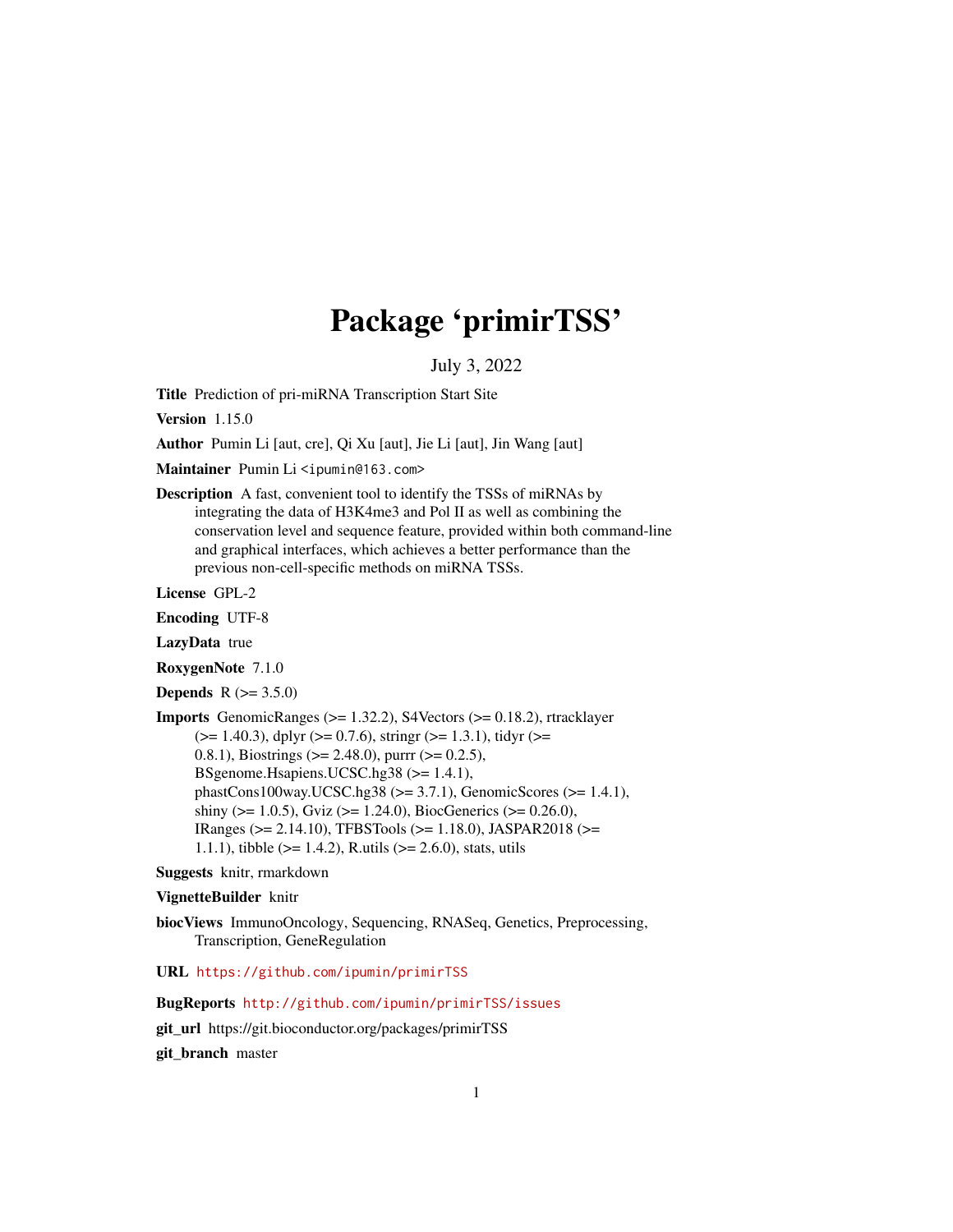# Package 'primirTSS'

July 3, 2022

**Title** Prediction of pri-miRNA Transcription Start Site

**Version** 1.15.0

**Author** Pumin Li [aut, cre], Qi Xu [aut], Jie Li [aut], Jin Wang [aut]

**Maintainer** Pumin Li <ipumin@163.com>

**Description** A fast, convenient tool to identify the TSSs of miRNAs by integrating the data of H3K4me3 and Pol II as well as combining the conservation level and sequence feature, provided within both command-line and graphical interfaces, which achieves a better performance than the previous non-cell-specific methods on miRNA TSSs.

**License** GPL-2

**Encoding** UTF-8

**LazyData** true

**RoxygenNote** 7.1.0

**Depends** R (>= 3.5.0)

**Imports** GenomicRanges (>= 1.32.2), S4Vectors (>= 0.18.2), rtracklayer (>= 1.40.3), dplyr (>= 0.7.6), stringr (>= 1.3.1), tidyr (>= 0.8.1), Biostrings (>= 2.48.0), purrr (>= 0.2.5), BSgenome.Hsapiens.UCSC.hg38 (>= 1.4.1), phastCons100way.UCSC.hg38 (>= 3.7.1), GenomicScores (>= 1.4.1), shiny (>= 1.0.5), Gviz (>= 1.24.0), BiocGenerics (>= 0.26.0), IRanges (>= 2.14.10), TFBSTools (>= 1.18.0), JASPAR2018 (>= 1.1.1), tibble (>= 1.4.2), R.utils (>= 2.6.0), stats, utils

**Suggests** knitr, rmarkdown

**VignetteBuilder** knitr

**biocViews** ImmunoOncology, Sequencing, RNASeq, Genetics, Preprocessing, Transcription, GeneRegulation

**URL** https://github.com/ipumin/primirTSS

**BugReports** http://github.com/ipumin/primirTSS/issues

**git_url** https://git.bioconductor.org/packages/primirTSS

**git_branch** master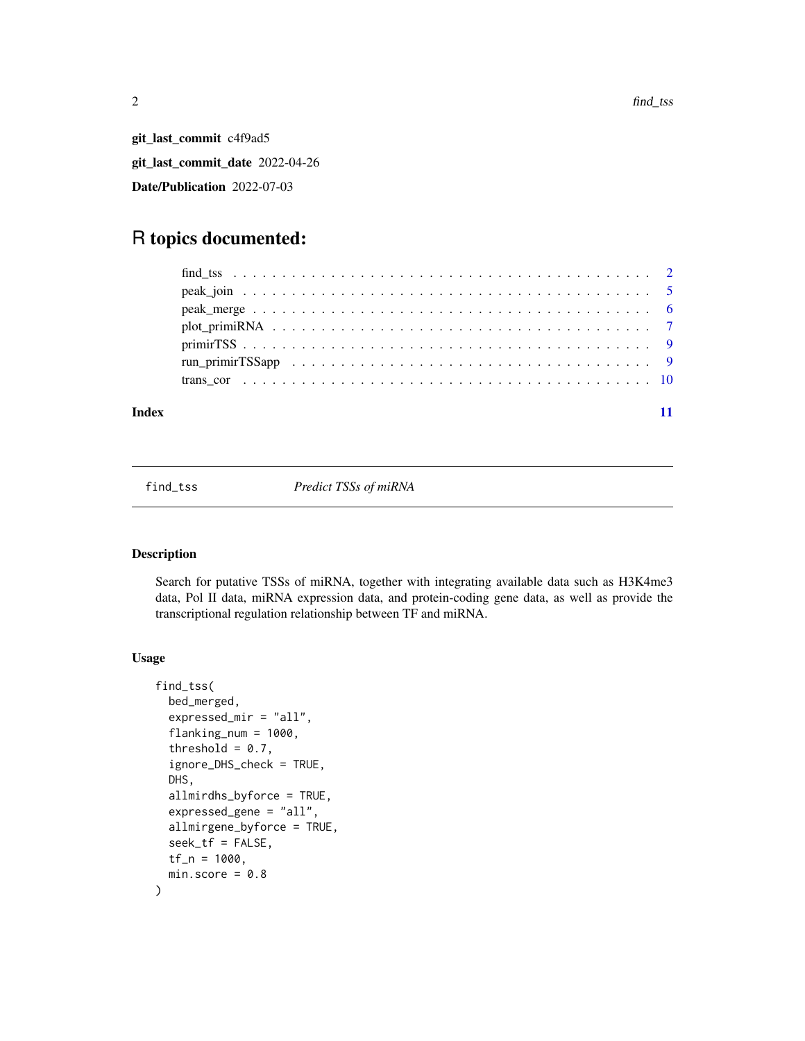**git_last_commit** c4f9ad5

**git_last_commit_date** 2022-04-26

**Date/Publication** 2022-07-03

# R topics documented:

- find_tss . . . . . . . . . . . . . . . . . . . . . . . . . . . . . . . . . . . . . . . . . 2
- peak_join . . . . . . . . . . . . . . . . . . . . . . . . . . . . . . . . . . . . . . . . . 5
- peak_merge . . . . . . . . . . . . . . . . . . . . . . . . . . . . . . . . . . . . . . . . 6
- plot_primiRNA . . . . . . . . . . . . . . . . . . . . . . . . . . . . . . . . . . . . . . 7
- primirTSS . . . . . . . . . . . . . . . . . . . . . . . . . . . . . . . . . . . . . . . . . 9
- run_primirTSSapp . . . . . . . . . . . . . . . . . . . . . . . . . . . . . . . . . . . . 9
- trans_cor . . . . . . . . . . . . . . . . . . . . . . . . . . . . . . . . . . . . . . . . . 10

**Index** 11

---

`find_tss` *Predict TSSs of miRNA*

---

## Description

Search for putative TSSs of miRNA, together with integrating available data such as H3K4me3 data, Pol II data, miRNA expression data, and protein-coding gene data, as well as provide the transcriptional regulation relationship between TF and miRNA.

## Usage

```
find_tss(
  bed_merged,
  expressed_mir = "all",
  flanking_num = 1000,
  threshold = 0.7,
  ignore_DHS_check = TRUE,
  DHS,
  allmirdhs_byforce = TRUE,
  expressed_gene = "all",
  allmirgene_byforce = TRUE,
  seek_tf = FALSE,
  tf_n = 1000,
  min.score = 0.8
)
```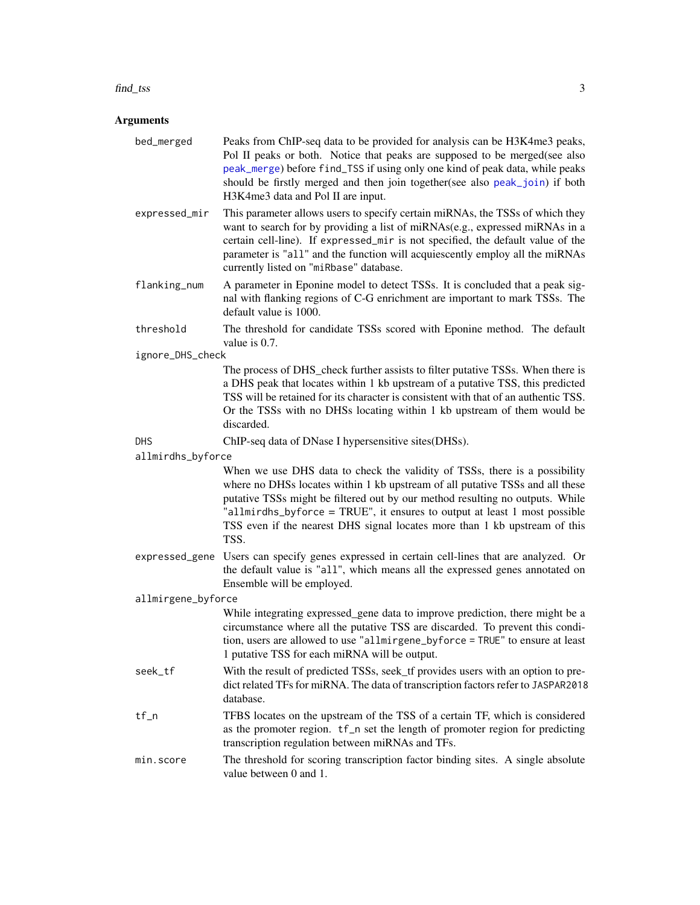## Arguments

- `bed_merged` — Peaks from ChIP-seq data to be provided for analysis can be H3K4me3 peaks, Pol II peaks or both. Notice that peaks are supposed to be merged(see also peak_merge) before `find_TSS` if using only one kind of peak data, while peaks should be firstly merged and then join together(see also peak_join) if both H3K4me3 data and Pol II are input.
- `expressed_mir` — This parameter allows users to specify certain miRNAs, the TSSs of which they want to search for by providing a list of miRNAs(e.g., expressed miRNAs in a certain cell-line). If `expressed_mir` is not specified, the default value of the parameter is "`all`" and the function will acquiescently employ all the miRNAs currently listed on "`miRbase`" database.
- `flanking_num` — A parameter in Eponine model to detect TSSs. It is concluded that a peak signal with flanking regions of C-G enrichment are important to mark TSSs. The default value is 1000.
- `threshold` — The threshold for candidate TSSs scored with Eponine method. The default value is 0.7.
- `ignore_DHS_check` — The process of DHS_check further assists to filter putative TSSs. When there is a DHS peak that locates within 1 kb upstream of a putative TSS, this predicted TSS will be retained for its character is consistent with that of an authentic TSS. Or the TSSs with no DHSs locating within 1 kb upstream of them would be discarded.
- `DHS` — ChIP-seq data of DNase I hypersensitive sites(DHSs).
- `allmirdhs_byforce` — When we use DHS data to check the validity of TSSs, there is a possibility where no DHSs locates within 1 kb upstream of all putative TSSs and all these putative TSSs might be filtered out by our method resulting no outputs. While "`allmirdhs_byforce = TRUE`", it ensures to output at least 1 most possible TSS even if the nearest DHS signal locates more than 1 kb upstream of this TSS.
- `expressed_gene` — Users can specify genes expressed in certain cell-lines that are analyzed. Or the default value is "`all`", which means all the expressed genes annotated on Ensemble will be employed.
- `allmirgene_byforce` — While integrating expressed_gene data to improve prediction, there might be a circumstance where all the putative TSS are discarded. To prevent this condition, users are allowed to use "`allmirgene_byforce = TRUE`" to ensure at least 1 putative TSS for each miRNA will be output.
- `seek_tf` — With the result of predicted TSSs, seek_tf provides users with an option to predict related TFs for miRNA. The data of transcription factors refer to `JASPAR2018` database.
- `tf_n` — TFBS locates on the upstream of the TSS of a certain TF, which is considered as the promoter region. `tf_n` set the length of promoter region for predicting transcription regulation between miRNAs and TFs.
- `min.score` — The threshold for scoring transcription factor binding sites. A single absolute value between 0 and 1.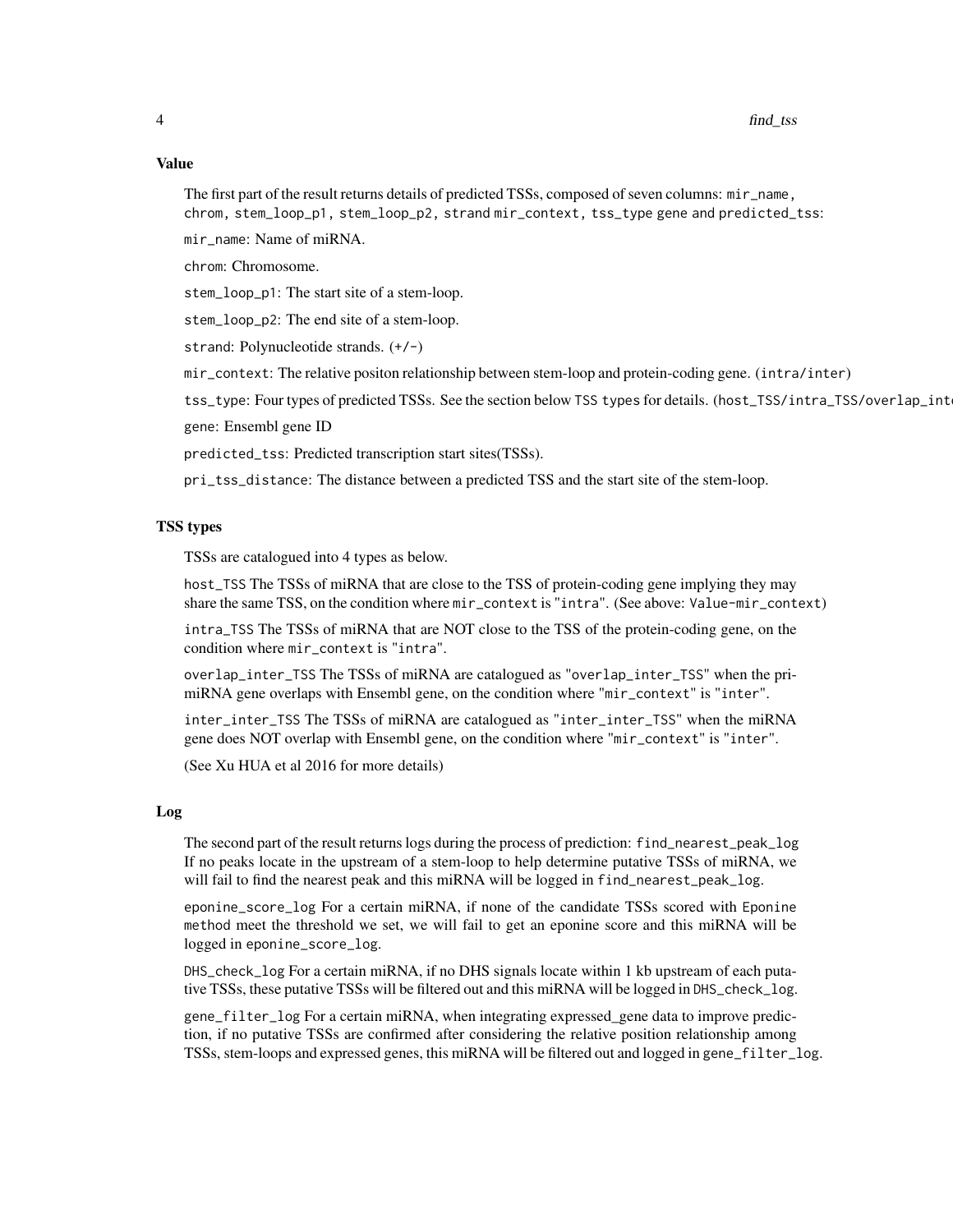### Value

The first part of the result returns details of predicted TSSs, composed of seven columns: mir_name, chrom, stem_loop_p1, stem_loop_p2, strand mir_context, tss_type gene and predicted_tss:

mir_name: Name of miRNA.

chrom: Chromosome.

stem_loop_p1: The start site of a stem-loop.

stem_loop_p2: The end site of a stem-loop.

strand: Polynucleotide strands. (+/-)

mir_context: The relative positon relationship between stem-loop and protein-coding gene. (intra/inter)

tss_type: Four types of predicted TSSs. See the section below TSS types for details. (host_TSS/intra_TSS/overlap_inte

gene: Ensembl gene ID

predicted_tss: Predicted transcription start sites(TSSs).

pri_tss_distance: The distance between a predicted TSS and the start site of the stem-loop.

### TSS types

TSSs are catalogued into 4 types as below.

host_TSS The TSSs of miRNA that are close to the TSS of protein-coding gene implying they may share the same TSS, on the condition where mir_context is "intra". (See above: Value-mir_context)

intra_TSS The TSSs of miRNA that are NOT close to the TSS of the protein-coding gene, on the condition where mir_context is "intra".

overlap_inter_TSS The TSSs of miRNA are catalogued as "overlap_inter_TSS" when the pri-miRNA gene overlaps with Ensembl gene, on the condition where "mir_context" is "inter".

inter_inter_TSS The TSSs of miRNA are catalogued as "inter_inter_TSS" when the miRNA gene does NOT overlap with Ensembl gene, on the condition where "mir_context" is "inter".

(See Xu HUA et al 2016 for more details)

### Log

The second part of the result returns logs during the process of prediction: find_nearest_peak_log If no peaks locate in the upstream of a stem-loop to help determine putative TSSs of miRNA, we will fail to find the nearest peak and this miRNA will be logged in find_nearest_peak_log.

eponine_score_log For a certain miRNA, if none of the candidate TSSs scored with Eponine method meet the threshold we set, we will fail to get an eponine score and this miRNA will be logged in eponine_score_log.

DHS_check_log For a certain miRNA, if no DHS signals locate within 1 kb upstream of each putative TSSs, these putative TSSs will be filtered out and this miRNA will be logged in DHS_check_log.

gene_filter_log For a certain miRNA, when integrating expressed_gene data to improve prediction, if no putative TSSs are confirmed after considering the relative position relationship among TSSs, stem-loops and expressed genes, this miRNA will be filtered out and logged in gene_filter_log.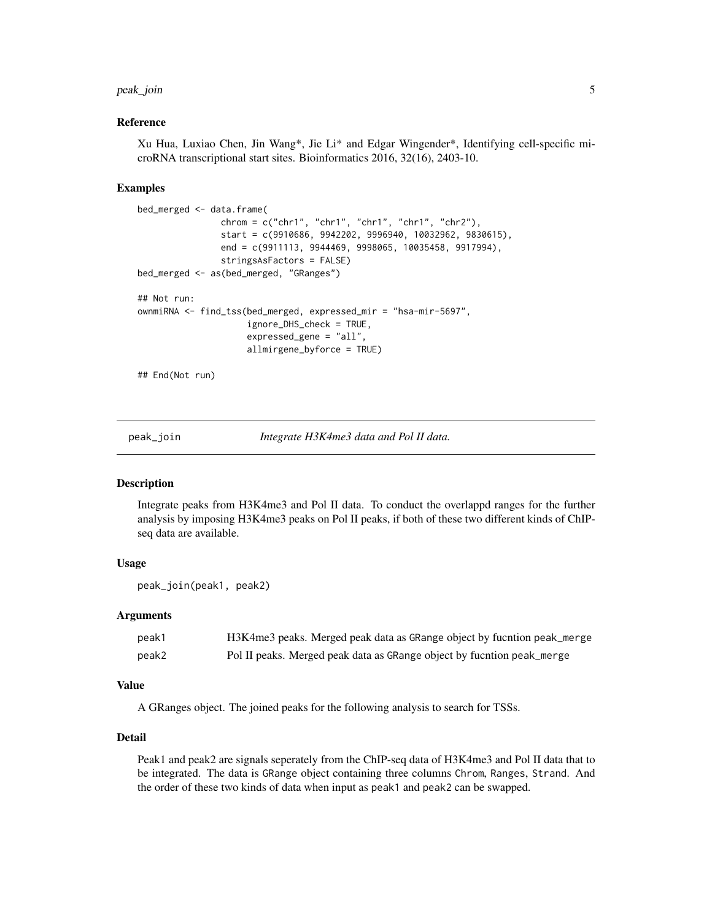### Reference

Xu Hua, Luxiao Chen, Jin Wang*, Jie Li* and Edgar Wingender*, Identifying cell-specific microRNA transcriptional start sites. Bioinformatics 2016, 32(16), 2403-10.

### Examples

```
bed_merged <- data.frame(
                chrom = c("chr1", "chr1", "chr1", "chr1", "chr2"),
                start = c(9910686, 9942202, 9996940, 10032962, 9830615),
                end = c(9911113, 9944469, 9998065, 10035458, 9917994),
                stringsAsFactors = FALSE)
bed_merged <- as(bed_merged, "GRanges")

## Not run:
ownmiRNA <- find_tss(bed_merged, expressed_mir = "hsa-mir-5697",
                     ignore_DHS_check = TRUE,
                     expressed_gene = "all",
                     allmirgene_byforce = TRUE)

## End(Not run)
```

---

## peak_join    *Integrate H3K4me3 data and Pol II data.*

---

### Description

Integrate peaks from H3K4me3 and Pol II data. To conduct the overlappd ranges for the further analysis by imposing H3K4me3 peaks on Pol II peaks, if both of these two different kinds of ChIP-seq data are available.

### Usage

```
peak_join(peak1, peak2)
```

### Arguments

| | |
|---|---|
| peak1 | H3K4me3 peaks. Merged peak data as GRange object by fucntion peak_merge |
| peak2 | Pol II peaks. Merged peak data as GRange object by fucntion peak_merge |

### Value

A GRanges object. The joined peaks for the following analysis to search for TSSs.

### Detail

Peak1 and peak2 are signals seperately from the ChIP-seq data of H3K4me3 and Pol II data that to be integrated. The data is GRange object containing three columns Chrom, Ranges, Strand. And the order of these two kinds of data when input as peak1 and peak2 can be swapped.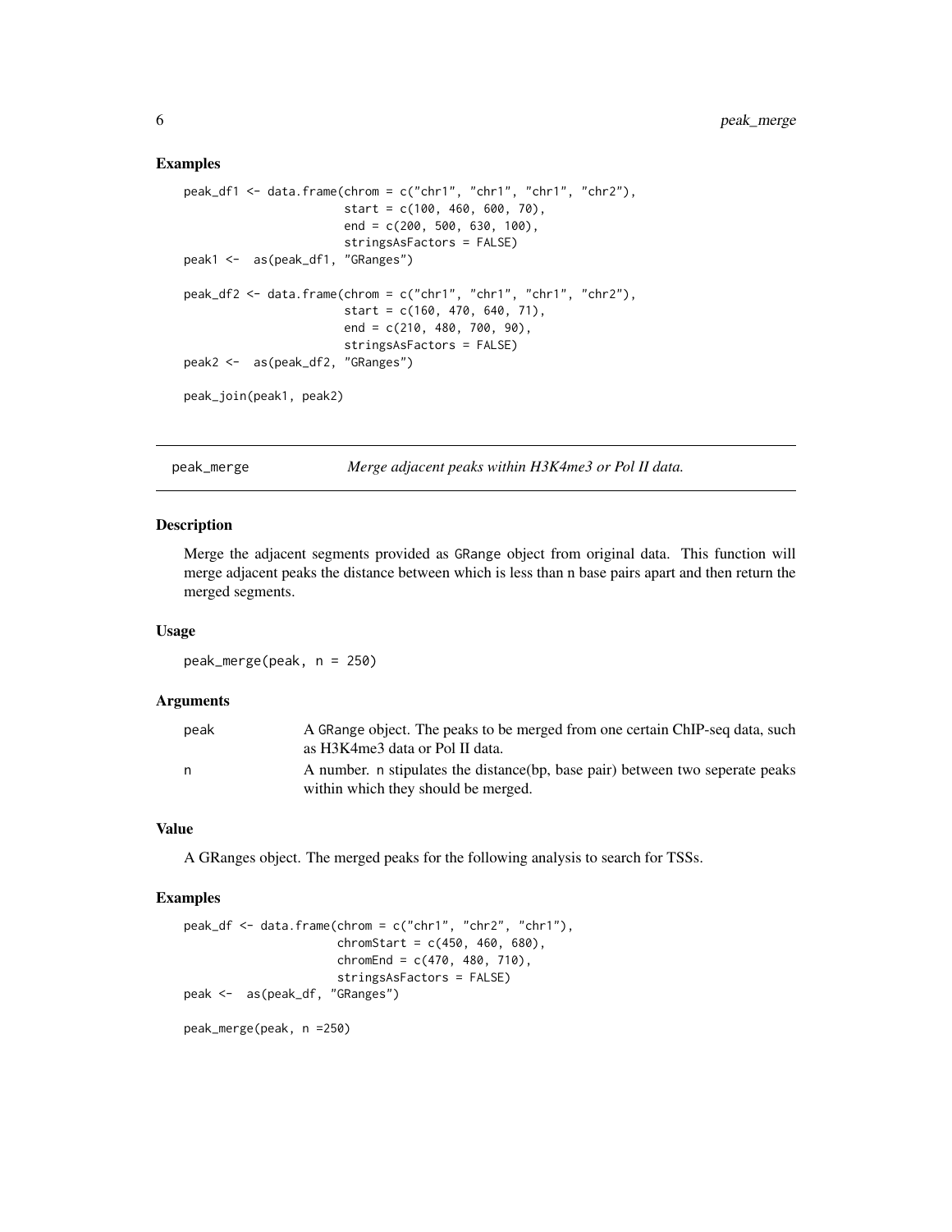### Examples

```
peak_df1 <- data.frame(chrom = c("chr1", "chr1", "chr1", "chr2"),
                       start = c(100, 460, 600, 70),
                       end = c(200, 500, 630, 100),
                       stringsAsFactors = FALSE)
peak1 <-  as(peak_df1, "GRanges")

peak_df2 <- data.frame(chrom = c("chr1", "chr1", "chr1", "chr2"),
                       start = c(160, 470, 640, 71),
                       end = c(210, 480, 700, 90),
                       stringsAsFactors = FALSE)
peak2 <-  as(peak_df2, "GRanges")

peak_join(peak1, peak2)
```

---

## peak_merge — *Merge adjacent peaks within H3K4me3 or Pol II data.*

### Description

Merge the adjacent segments provided as GRange object from original data. This function will merge adjacent peaks the distance between which is less than n base pairs apart and then return the merged segments.

### Usage

```
peak_merge(peak, n = 250)
```

### Arguments

| | |
|---|---|
| peak | A GRange object. The peaks to be merged from one certain ChIP-seq data, such as H3K4me3 data or Pol II data. |
| n | A number. n stipulates the distance(bp, base pair) between two seperate peaks within which they should be merged. |

### Value

A GRanges object. The merged peaks for the following analysis to search for TSSs.

### Examples

```
peak_df <- data.frame(chrom = c("chr1", "chr2", "chr1"),
                      chromStart = c(450, 460, 680),
                      chromEnd = c(470, 480, 710),
                      stringsAsFactors = FALSE)
peak <-  as(peak_df, "GRanges")

peak_merge(peak, n =250)
```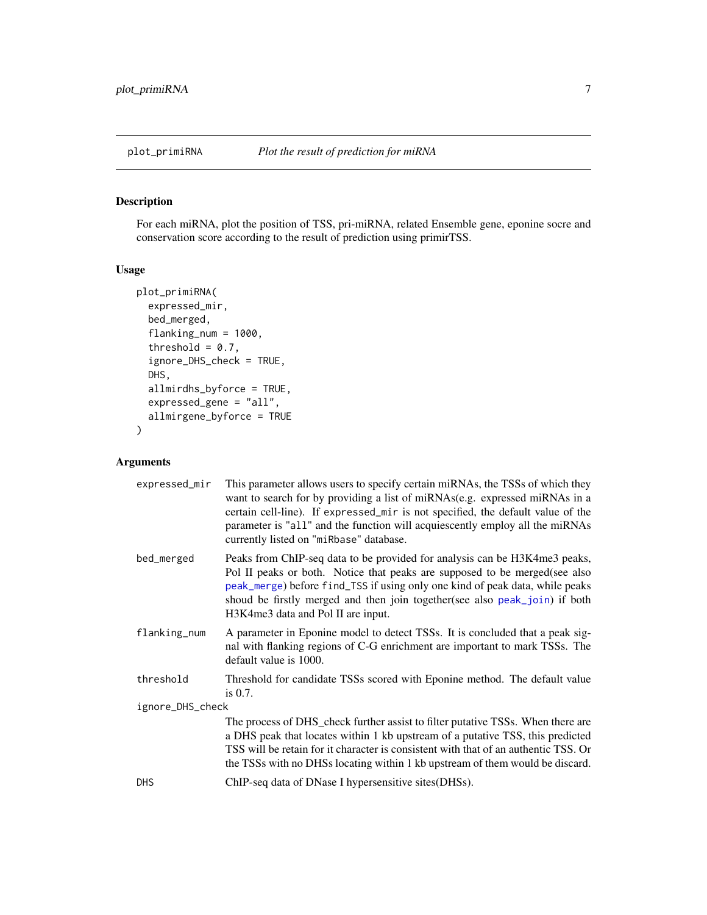## plot_primiRNA — *Plot the result of prediction for miRNA*

### Description

For each miRNA, plot the position of TSS, pri-miRNA, related Ensemble gene, eponine socre and conservation score according to the result of prediction using primirTSS.

### Usage

```
plot_primiRNA(
  expressed_mir,
  bed_merged,
  flanking_num = 1000,
  threshold = 0.7,
  ignore_DHS_check = TRUE,
  DHS,
  allmirdhs_byforce = TRUE,
  expressed_gene = "all",
  allmirgene_byforce = TRUE
)
```

### Arguments

`expressed_mir` — This parameter allows users to specify certain miRNAs, the TSSs of which they want to search for by providing a list of miRNAs(e.g. expressed miRNAs in a certain cell-line). If `expressed_mir` is not specified, the default value of the parameter is "`all`" and the function will acquiescently employ all the miRNAs currently listed on "`miRbase`" database.

`bed_merged` — Peaks from ChIP-seq data to be provided for analysis can be H3K4me3 peaks, Pol II peaks or both. Notice that peaks are supposed to be merged(see also `peak_merge`) before `find_TSS` if using only one kind of peak data, while peaks shoud be firstly merged and then join together(see also `peak_join`) if both H3K4me3 data and Pol II are input.

`flanking_num` — A parameter in Eponine model to detect TSSs. It is concluded that a peak signal with flanking regions of C-G enrichment are important to mark TSSs. The default value is 1000.

`threshold` — Threshold for candidate TSSs scored with Eponine method. The default value is 0.7.

`ignore_DHS_check` — The process of DHS_check further assist to filter putative TSSs. When there are a DHS peak that locates within 1 kb upstream of a putative TSS, this predicted TSS will be retain for it character is consistent with that of an authentic TSS. Or the TSSs with no DHSs locating within 1 kb upstream of them would be discard.

`DHS` — ChIP-seq data of DNase I hypersensitive sites(DHSs).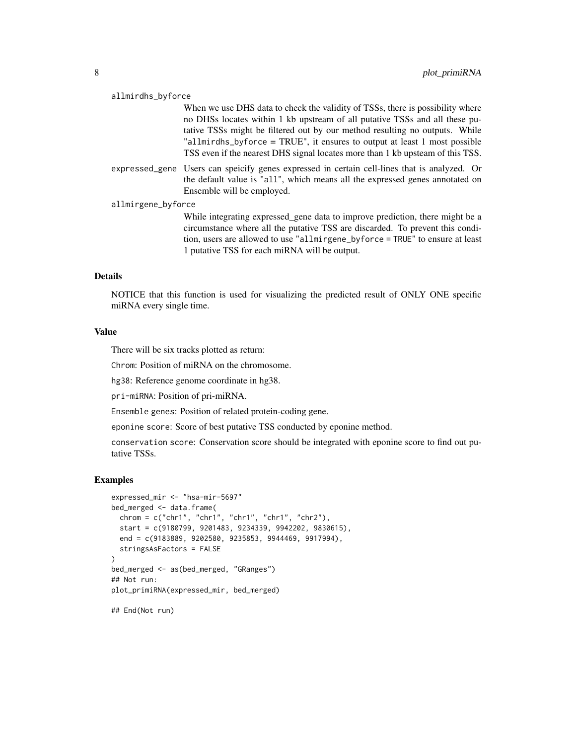allmirdhs_byforce

When we use DHS data to check the validity of TSSs, there is possibility where no DHSs locates within 1 kb upstream of all putative TSSs and all these putative TSSs might be filtered out by our method resulting no outputs. While "allmirdhs_byforce = TRUE", it ensures to output at least 1 most possible TSS even if the nearest DHS signal locates more than 1 kb upsteam of this TSS.

expressed_gene

Users can speicify genes expressed in certain cell-lines that is analyzed. Or the default value is "all", which means all the expressed genes annotated on Ensemble will be employed.

allmirgene_byforce

While integrating expressed_gene data to improve prediction, there might be a circumstance where all the putative TSS are discarded. To prevent this condition, users are allowed to use "allmirgene_byforce = TRUE" to ensure at least 1 putative TSS for each miRNA will be output.

## Details

NOTICE that this function is used for visualizing the predicted result of ONLY ONE specific miRNA every single time.

## Value

There will be six tracks plotted as return:

Chrom: Position of miRNA on the chromosome.

hg38: Reference genome coordinate in hg38.

pri-miRNA: Position of pri-miRNA.

Ensemble genes: Position of related protein-coding gene.

eponine score: Score of best putative TSS conducted by eponine method.

conservation score: Conservation score should be integrated with eponine score to find out putative TSSs.

## Examples

```
expressed_mir <- "hsa-mir-5697"
bed_merged <- data.frame(
  chrom = c("chr1", "chr1", "chr1", "chr1", "chr2"),
  start = c(9180799, 9201483, 9234339, 9942202, 9830615),
  end = c(9183889, 9202580, 9235853, 9944469, 9917994),
  stringsAsFactors = FALSE
)
bed_merged <- as(bed_merged, "GRanges")
## Not run:
plot_primiRNA(expressed_mir, bed_merged)

## End(Not run)
```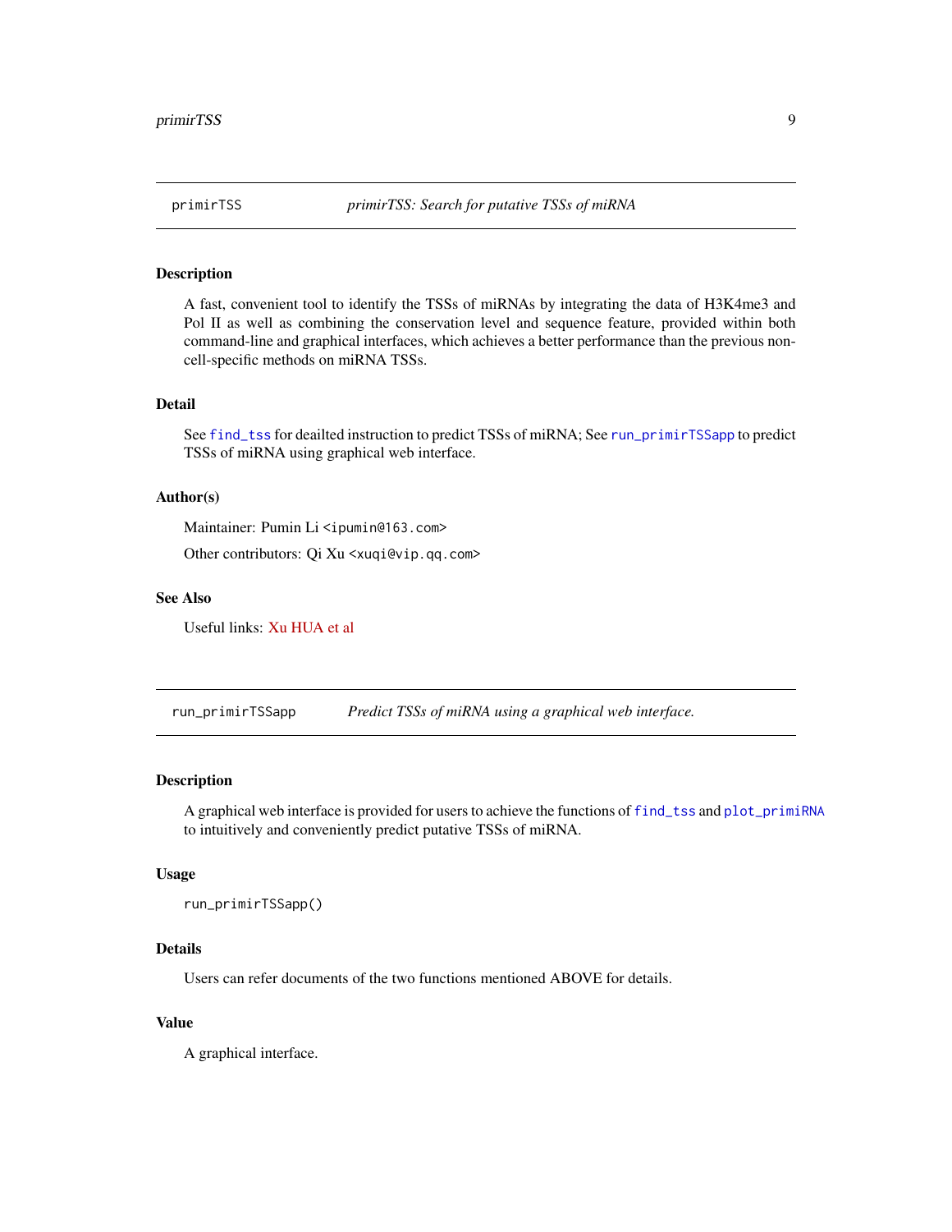## primirTSS — *primirTSS: Search for putative TSSs of miRNA*

### Description

A fast, convenient tool to identify the TSSs of miRNAs by integrating the data of H3K4me3 and Pol II as well as combining the conservation level and sequence feature, provided within both command-line and graphical interfaces, which achieves a better performance than the previous non-cell-specific methods on miRNA TSSs.

### Detail

See `find_tss` for deailted instruction to predict TSSs of miRNA; See `run_primirTSSapp` to predict TSSs of miRNA using graphical web interface.

### Author(s)

Maintainer: Pumin Li <ipumin@163.com>

Other contributors: Qi Xu <xuqi@vip.qq.com>

### See Also

Useful links: Xu HUA et al

---

## run_primirTSSapp — *Predict TSSs of miRNA using a graphical web interface.*

### Description

A graphical web interface is provided for users to achieve the functions of `find_tss` and `plot_primiRNA` to intuitively and conveniently predict putative TSSs of miRNA.

### Usage

```
run_primirTSSapp()
```

### Details

Users can refer documents of the two functions mentioned ABOVE for details.

### Value

A graphical interface.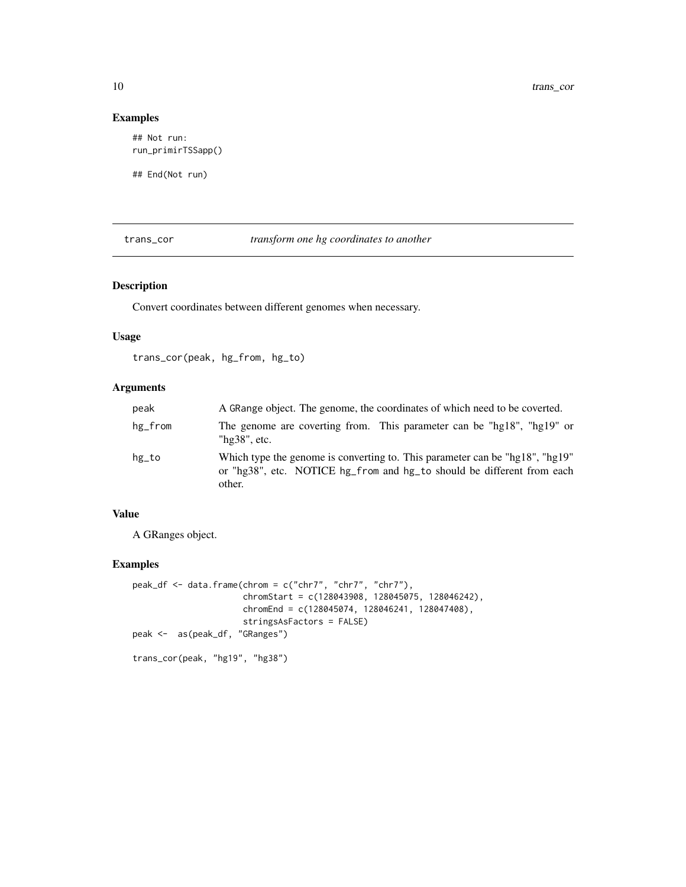## Examples

```
## Not run:
run_primirTSSapp()

## End(Not run)
```

---

## trans_cor *transform one hg coordinates to another*

---

### Description

Convert coordinates between different genomes when necessary.

### Usage

```
trans_cor(peak, hg_from, hg_to)
```

### Arguments

| | |
|---|---|
| peak | A GRange object. The genome, the coordinates of which need to be coverted. |
| hg_from | The genome are coverting from. This parameter can be "hg18", "hg19" or "hg38", etc. |
| hg_to | Which type the genome is converting to. This parameter can be "hg18", "hg19" or "hg38", etc. NOTICE hg_from and hg_to should be different from each other. |

### Value

A GRanges object.

### Examples

```
peak_df <- data.frame(chrom = c("chr7", "chr7", "chr7"),
                      chromStart = c(128043908, 128045075, 128046242),
                      chromEnd = c(128045074, 128046241, 128047408),
                      stringsAsFactors = FALSE)
peak <-  as(peak_df, "GRanges")

trans_cor(peak, "hg19", "hg38")
```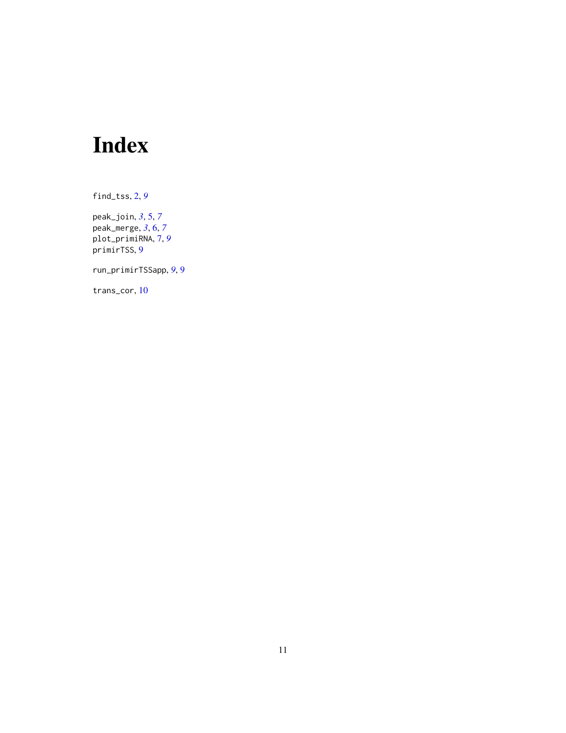# Index

find_tss, 2, *9*

peak_join, *3*, 5, *7*
peak_merge, *3*, 6, *7*
plot_primiRNA, 7, *9*
primirTSS, 9

run_primirTSSapp, *9*, 9

trans_cor, 10